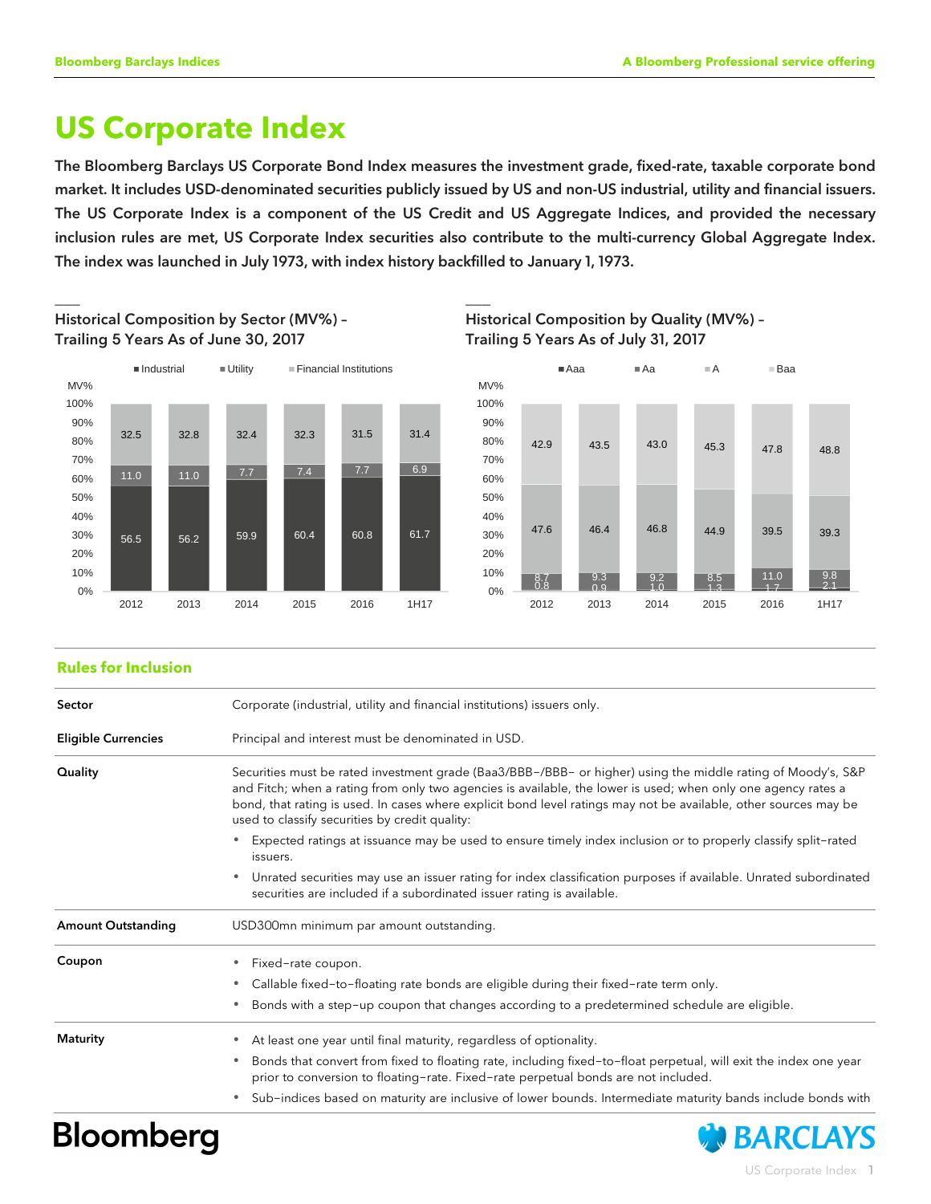# US Corporate Index

**The Bloomberg Barclays US Corporate Bond Index measures the investment grade, fixed-rate, taxable corporate bond market. It includes USD-denominated securities publicly issued by US and non-US industrial, utility and financial issuers. The US Corporate Index is a component of the US Credit and US Aggregate Indices, and provided the necessary inclusion rules are met, US Corporate Index securities also contribute to the multi-currency Global Aggregate Index. The index was launched in July 1973, with index history backfilled to January 1, 1973.**

### Historical Composition by Sector (MV%) – Trailing 5 Years As of June 30, 2017

| MV% | 2012 | 2013 | 2014 | 2015 | 2016 | 1H17 |
|---|---|---|---|---|---|---|
| Industrial | 56.5 | 56.2 | 59.9 | 60.4 | 60.8 | 61.7 |
| Utility | 11.0 | 11.0 | 7.7 | 7.4 | 7.7 | 6.9 |
| Financial Institutions | 32.5 | 32.8 | 32.4 | 32.3 | 31.5 | 31.4 |

### Historical Composition by Quality (MV%) – Trailing 5 Years As of July 31, 2017

| MV% | 2012 | 2013 | 2014 | 2015 | 2016 | 1H17 |
|---|---|---|---|---|---|---|
| Aaa | 0.8 | 0.9 | 1.0 | 1.3 | 1.7 | 2.1 |
| Aa | 8.7 | 9.3 | 9.2 | 8.5 | 11.0 | 9.8 |
| A | 47.6 | 46.4 | 46.8 | 44.9 | 39.5 | 39.3 |
| Baa | 42.9 | 43.5 | 43.0 | 45.3 | 47.8 | 48.8 |

## Rules for Inclusion

| | |
|---|---|
| **Sector** | Corporate (industrial, utility and financial institutions) issuers only. |
| **Eligible Currencies** | Principal and interest must be denominated in USD. |
| **Quality** | Securities must be rated investment grade (Baa3/BBB−/BBB− or higher) using the middle rating of Moody's, S&P and Fitch; when a rating from only two agencies is available, the lower is used; when only one agency rates a bond, that rating is used. In cases where explicit bond level ratings may not be available, other sources may be used to classify securities by credit quality:<br>• Expected ratings at issuance may be used to ensure timely index inclusion or to properly classify split-rated issuers.<br>• Unrated securities may use an issuer rating for index classification purposes if available. Unrated subordinated securities are included if a subordinated issuer rating is available. |
| **Amount Outstanding** | USD300mn minimum par amount outstanding. |
| **Coupon** | • Fixed-rate coupon.<br>• Callable fixed-to-floating rate bonds are eligible during their fixed-rate term only.<br>• Bonds with a step-up coupon that changes according to a predetermined schedule are eligible. |
| **Maturity** | • At least one year until final maturity, regardless of optionality.<br>• Bonds that convert from fixed to floating rate, including fixed-to-float perpetual, will exit the index one year prior to conversion to floating-rate. Fixed-rate perpetual bonds are not included.<br>• Sub-indices based on maturity are inclusive of lower bounds. Intermediate maturity bands include bonds with |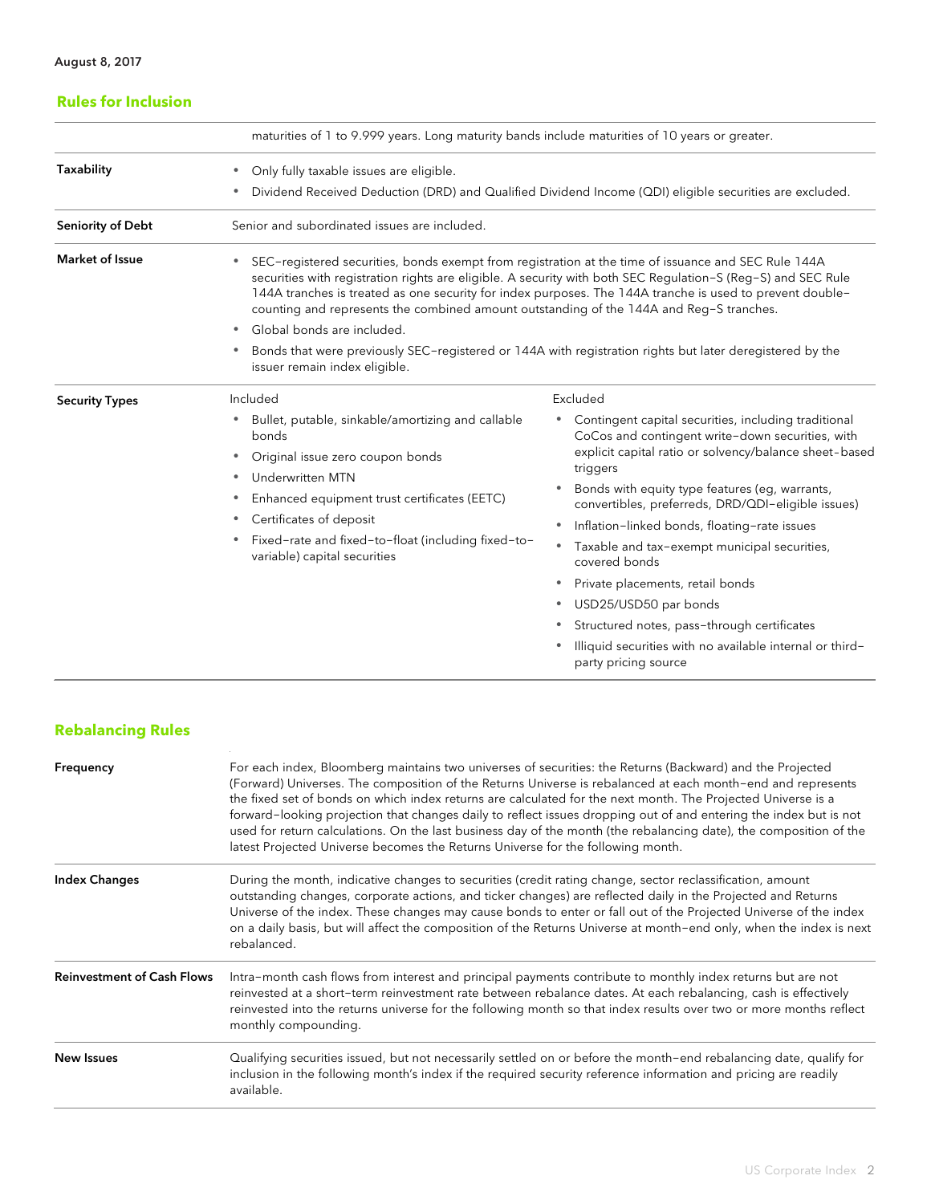August 8, 2017

## Rules for Inclusion

| | |
|---|---|
| | maturities of 1 to 9.999 years. Long maturity bands include maturities of 10 years or greater. |
| **Taxability** | • Only fully taxable issues are eligible.<br>• Dividend Received Deduction (DRD) and Qualified Dividend Income (QDI) eligible securities are excluded. |
| **Seniority of Debt** | Senior and subordinated issues are included. |
| **Market of Issue** | • SEC-registered securities, bonds exempt from registration at the time of issuance and SEC Rule 144A securities with registration rights are eligible. A security with both SEC Regulation-S (Reg-S) and SEC Rule 144A tranches is treated as one security for index purposes. The 144A tranche is used to prevent double-counting and represents the combined amount outstanding of the 144A and Reg-S tranches.<br>• Global bonds are included.<br>• Bonds that were previously SEC-registered or 144A with registration rights but later deregistered by the issuer remain index eligible. |
| **Security Types** | **Included**<br>• Bullet, putable, sinkable/amortizing and callable bonds<br>• Original issue zero coupon bonds<br>• Underwritten MTN<br>• Enhanced equipment trust certificates (EETC)<br>• Certificates of deposit<br>• Fixed-rate and fixed-to-float (including fixed-to-variable) capital securities<br><br>**Excluded**<br>• Contingent capital securities, including traditional CoCos and contingent write-down securities, with explicit capital ratio or solvency/balance sheet-based triggers<br>• Bonds with equity type features (eg, warrants, convertibles, preferreds, DRD/QDI-eligible issues)<br>• Inflation-linked bonds, floating-rate issues<br>• Taxable and tax-exempt municipal securities, covered bonds<br>• Private placements, retail bonds<br>• USD25/USD50 par bonds<br>• Structured notes, pass-through certificates<br>• Illiquid securities with no available internal or third-party pricing source |

## Rebalancing Rules

| | |
|---|---|
| **Frequency** | For each index, Bloomberg maintains two universes of securities: the Returns (Backward) and the Projected (Forward) Universes. The composition of the Returns Universe is rebalanced at each month-end and represents the fixed set of bonds on which index returns are calculated for the next month. The Projected Universe is a forward-looking projection that changes daily to reflect issues dropping out of and entering the index but is not used for return calculations. On the last business day of the month (the rebalancing date), the composition of the latest Projected Universe becomes the Returns Universe for the following month. |
| **Index Changes** | During the month, indicative changes to securities (credit rating change, sector reclassification, amount outstanding changes, corporate actions, and ticker changes) are reflected daily in the Projected and Returns Universe of the index. These changes may cause bonds to enter or fall out of the Projected Universe of the index on a daily basis, but will affect the composition of the Returns Universe at month-end only, when the index is next rebalanced. |
| **Reinvestment of Cash Flows** | Intra-month cash flows from interest and principal payments contribute to monthly index returns but are not reinvested at a short-term reinvestment rate between rebalance dates. At each rebalancing, cash is effectively reinvested into the returns universe for the following month so that index results over two or more months reflect monthly compounding. |
| **New Issues** | Qualifying securities issued, but not necessarily settled on or before the month-end rebalancing date, qualify for inclusion in the following month's index if the required security reference information and pricing are readily available. |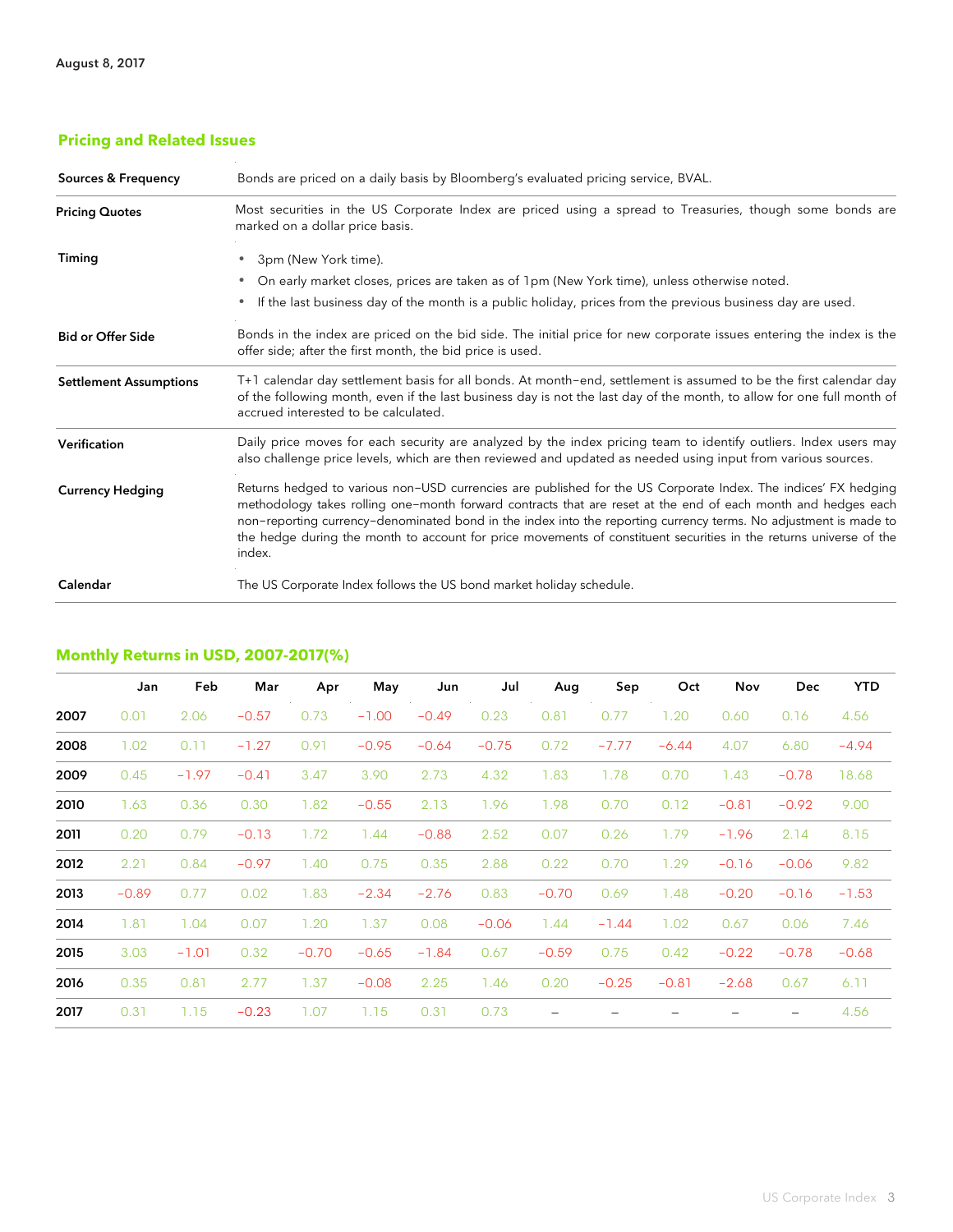August 8, 2017

## Pricing and Related Issues

| | |
|---|---|
| **Sources & Frequency** | Bonds are priced on a daily basis by Bloomberg's evaluated pricing service, BVAL. |
| **Pricing Quotes** | Most securities in the US Corporate Index are priced using a spread to Treasuries, though some bonds are marked on a dollar price basis. |
| **Timing** | • 3pm (New York time).<br>• On early market closes, prices are taken as of 1pm (New York time), unless otherwise noted.<br>• If the last business day of the month is a public holiday, prices from the previous business day are used. |
| **Bid or Offer Side** | Bonds in the index are priced on the bid side. The initial price for new corporate issues entering the index is the offer side; after the first month, the bid price is used. |
| **Settlement Assumptions** | T+1 calendar day settlement basis for all bonds. At month-end, settlement is assumed to be the first calendar day of the following month, even if the last business day is not the last day of the month, to allow for one full month of accrued interested to be calculated. |
| **Verification** | Daily price moves for each security are analyzed by the index pricing team to identify outliers. Index users may also challenge price levels, which are then reviewed and updated as needed using input from various sources. |
| **Currency Hedging** | Returns hedged to various non-USD currencies are published for the US Corporate Index. The indices' FX hedging methodology takes rolling one-month forward contracts that are reset at the end of each month and hedges each non-reporting currency-denominated bond in the index into the reporting currency terms. No adjustment is made to the hedge during the month to account for price movements of constituent securities in the returns universe of the index. |
| **Calendar** | The US Corporate Index follows the US bond market holiday schedule. |

## Monthly Returns in USD, 2007-2017(%)

| | Jan | Feb | Mar | Apr | May | Jun | Jul | Aug | Sep | Oct | Nov | Dec | YTD |
|---|---|---|---|---|---|---|---|---|---|---|---|---|---|
| **2007** | 0.01 | 2.06 | -0.57 | 0.73 | -1.00 | -0.49 | 0.23 | 0.81 | 0.77 | 1.20 | 0.60 | 0.16 | 4.56 |
| **2008** | 1.02 | 0.11 | -1.27 | 0.91 | -0.95 | -0.64 | -0.75 | 0.72 | -7.77 | -6.44 | 4.07 | 6.80 | -4.94 |
| **2009** | 0.45 | -1.97 | -0.41 | 3.47 | 3.90 | 2.73 | 4.32 | 1.83 | 1.78 | 0.70 | 1.43 | -0.78 | 18.68 |
| **2010** | 1.63 | 0.36 | 0.30 | 1.82 | -0.55 | 2.13 | 1.96 | 1.98 | 0.70 | 0.12 | -0.81 | -0.92 | 9.00 |
| **2011** | 0.20 | 0.79 | -0.13 | 1.72 | 1.44 | -0.88 | 2.52 | 0.07 | 0.26 | 1.79 | -1.96 | 2.14 | 8.15 |
| **2012** | 2.21 | 0.84 | -0.97 | 1.40 | 0.75 | 0.35 | 2.88 | 0.22 | 0.70 | 1.29 | -0.16 | -0.06 | 9.82 |
| **2013** | -0.89 | 0.77 | 0.02 | 1.83 | -2.34 | -2.76 | 0.83 | -0.70 | 0.69 | 1.48 | -0.20 | -0.16 | -1.53 |
| **2014** | 1.81 | 1.04 | 0.07 | 1.20 | 1.37 | 0.08 | -0.06 | 1.44 | -1.44 | 1.02 | 0.67 | 0.06 | 7.46 |
| **2015** | 3.03 | -1.01 | 0.32 | -0.70 | -0.65 | -1.84 | 0.67 | -0.59 | 0.75 | 0.42 | -0.22 | -0.78 | -0.68 |
| **2016** | 0.35 | 0.81 | 2.77 | 1.37 | -0.08 | 2.25 | 1.46 | 0.20 | -0.25 | -0.81 | -2.68 | 0.67 | 6.11 |
| **2017** | 0.31 | 1.15 | -0.23 | 1.07 | 1.15 | 0.31 | 0.73 | – | – | – | – | – | 4.56 |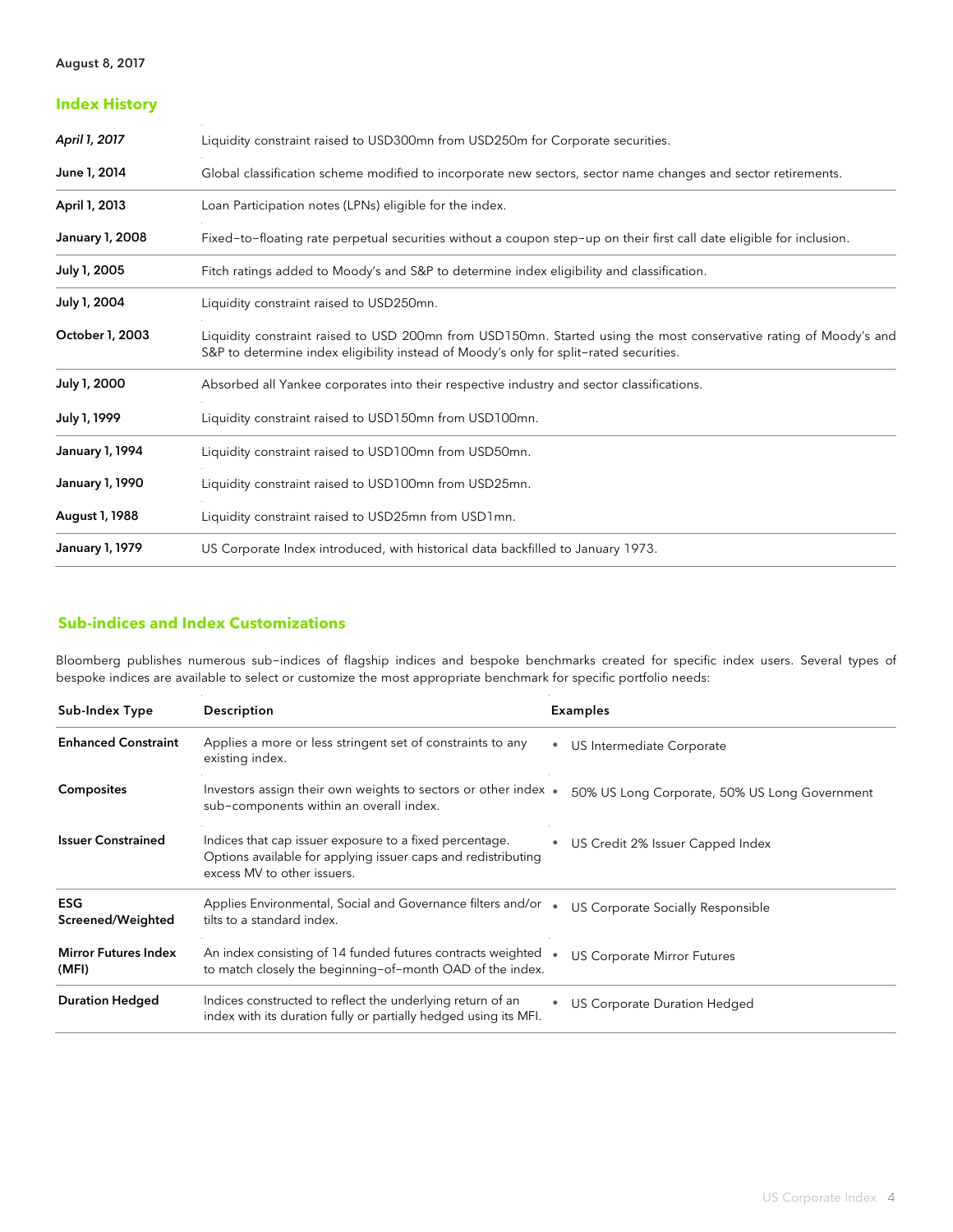## Index History

| | |
|---|---|
| *April 1, 2017* | Liquidity constraint raised to USD300mn from USD250m for Corporate securities. |
| June 1, 2014 | Global classification scheme modified to incorporate new sectors, sector name changes and sector retirements. |
| April 1, 2013 | Loan Participation notes (LPNs) eligible for the index. |
| January 1, 2008 | Fixed–to–floating rate perpetual securities without a coupon step–up on their first call date eligible for inclusion. |
| July 1, 2005 | Fitch ratings added to Moody's and S&P to determine index eligibility and classification. |
| July 1, 2004 | Liquidity constraint raised to USD250mn. |
| October 1, 2003 | Liquidity constraint raised to USD 200mn from USD150mn. Started using the most conservative rating of Moody's and S&P to determine index eligibility instead of Moody's only for split–rated securities. |
| July 1, 2000 | Absorbed all Yankee corporates into their respective industry and sector classifications. |
| July 1, 1999 | Liquidity constraint raised to USD150mn from USD100mn. |
| January 1, 1994 | Liquidity constraint raised to USD100mn from USD50mn. |
| January 1, 1990 | Liquidity constraint raised to USD100mn from USD25mn. |
| August 1, 1988 | Liquidity constraint raised to USD25mn from USD1mn. |
| January 1, 1979 | US Corporate Index introduced, with historical data backfilled to January 1973. |

## Sub-indices and Index Customizations

Bloomberg publishes numerous sub–indices of flagship indices and bespoke benchmarks created for specific index users. Several types of bespoke indices are available to select or customize the most appropriate benchmark for specific portfolio needs:

| Sub-Index Type | Description | Examples |
|---|---|---|
| **Enhanced Constraint** | Applies a more or less stringent set of constraints to any existing index. | • US Intermediate Corporate |
| **Composites** | Investors assign their own weights to sectors or other index sub–components within an overall index. | • 50% US Long Corporate, 50% US Long Government |
| **Issuer Constrained** | Indices that cap issuer exposure to a fixed percentage. Options available for applying issuer caps and redistributing excess MV to other issuers. | • US Credit 2% Issuer Capped Index |
| **ESG Screened/Weighted** | Applies Environmental, Social and Governance filters and/or tilts to a standard index. | • US Corporate Socially Responsible |
| **Mirror Futures Index (MFI)** | An index consisting of 14 funded futures contracts weighted to match closely the beginning–of–month OAD of the index. | • US Corporate Mirror Futures |
| **Duration Hedged** | Indices constructed to reflect the underlying return of an index with its duration fully or partially hedged using its MFI. | • US Corporate Duration Hedged |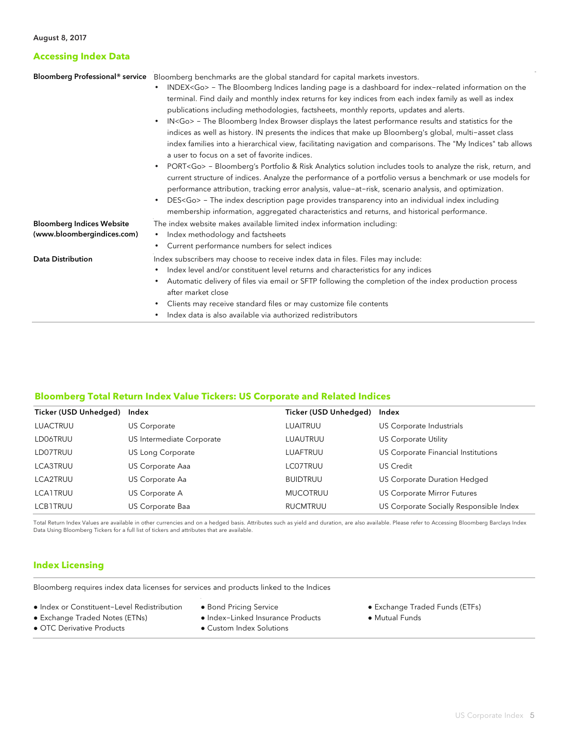August 8, 2017

## Accessing Index Data

| | |
|---|---|
| **Bloomberg Professional® service** | Bloomberg benchmarks are the global standard for capital markets investors.<br>• INDEX<Go> – The Bloomberg Indices landing page is a dashboard for index-related information on the terminal. Find daily and monthly index returns for key indices from each index family as well as index publications including methodologies, factsheets, monthly reports, updates and alerts.<br>• IN<Go> – The Bloomberg Index Browser displays the latest performance results and statistics for the indices as well as history. IN presents the indices that make up Bloomberg's global, multi-asset class index families into a hierarchical view, facilitating navigation and comparisons. The "My Indices" tab allows a user to focus on a set of favorite indices.<br>• PORT<Go> – Bloomberg's Portfolio & Risk Analytics solution includes tools to analyze the risk, return, and current structure of indices. Analyze the performance of a portfolio versus a benchmark or use models for performance attribution, tracking error analysis, value-at-risk, scenario analysis, and optimization.<br>• DES<Go> – The index description page provides transparency into an individual index including membership information, aggregated characteristics and returns, and historical performance. |
| **Bloomberg Indices Website (www.bloombergindices.com)** | The index website makes available limited index information including:<br>• Index methodology and factsheets<br>• Current performance numbers for select indices |
| **Data Distribution** | Index subscribers may choose to receive index data in files. Files may include:<br>• Index level and/or constituent level returns and characteristics for any indices<br>• Automatic delivery of files via email or SFTP following the completion of the index production process after market close<br>• Clients may receive standard files or may customize file contents<br>• Index data is also available via authorized redistributors |

## Bloomberg Total Return Index Value Tickers: US Corporate and Related Indices

| Ticker (USD Unhedged) | Index | Ticker (USD Unhedged) | Index |
|---|---|---|---|
| LUACTRUU | US Corporate | LUAITRUU | US Corporate Industrials |
| LD06TRUU | US Intermediate Corporate | LUAUTRUU | US Corporate Utility |
| LD07TRUU | US Long Corporate | LUAFTRUU | US Corporate Financial Institutions |
| LCA3TRUU | US Corporate Aaa | LC07TRUU | US Credit |
| LCA2TRUU | US Corporate Aa | BUIDTRUU | US Corporate Duration Hedged |
| LCA1TRUU | US Corporate A | MUCOTRUU | US Corporate Mirror Futures |
| LCB1TRUU | US Corporate Baa | RUCMTRUU | US Corporate Socially Responsible Index |

Total Return Index Values are available in other currencies and on a hedged basis. Attributes such as yield and duration, are also available. Please refer to Accessing Bloomberg Barclays Index Data Using Bloomberg Tickers for a full list of tickers and attributes that are available.

## Index Licensing

Bloomberg requires index data licenses for services and products linked to the Indices

- Index or Constituent-Level Redistribution
- Exchange Traded Notes (ETNs)
- OTC Derivative Products
- Bond Pricing Service
- Index-Linked Insurance Products
- Custom Index Solutions
- Exchange Traded Funds (ETFs)
- Mutual Funds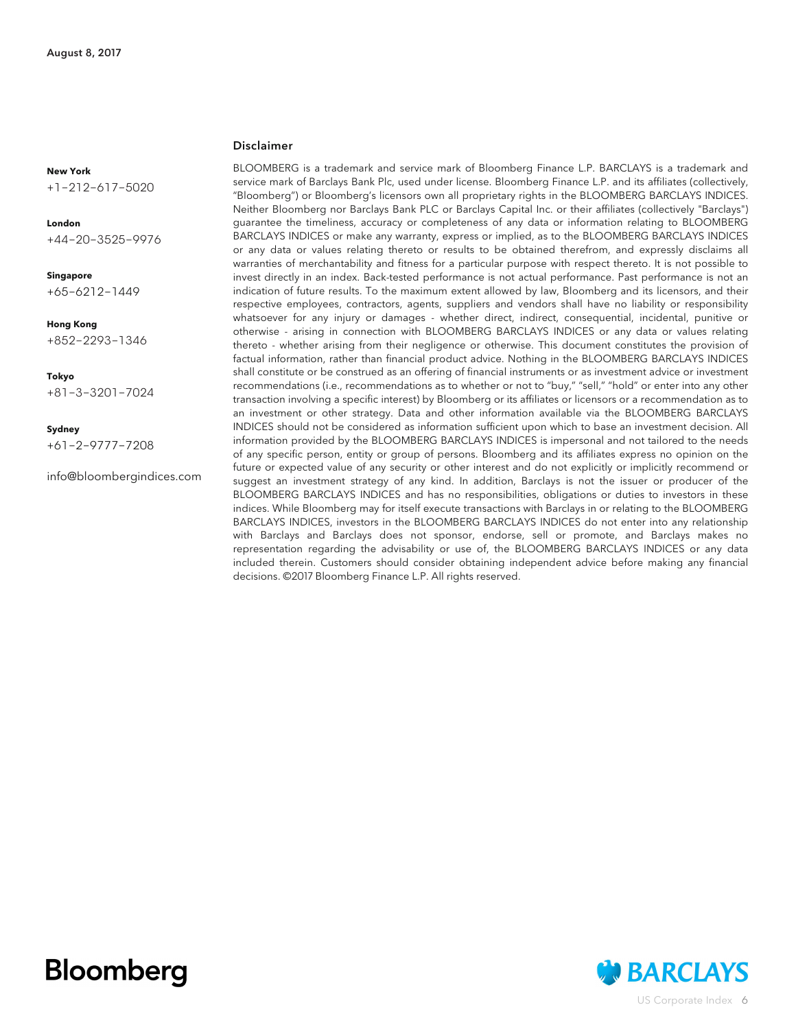August 8, 2017

**New York**
+1-212-617-5020

**London**
+44-20-3525-9976

**Singapore**
+65-6212-1449

**Hong Kong**
+852-2293-1346

**Tokyo**
+81-3-3201-7024

**Sydney**
+61-2-9777-7208

info@bloombergindices.com

## Disclaimer

BLOOMBERG is a trademark and service mark of Bloomberg Finance L.P. BARCLAYS is a trademark and service mark of Barclays Bank Plc, used under license. Bloomberg Finance L.P. and its affiliates (collectively, "Bloomberg") or Bloomberg's licensors own all proprietary rights in the BLOOMBERG BARCLAYS INDICES. Neither Bloomberg nor Barclays Bank PLC or Barclays Capital Inc. or their affiliates (collectively "Barclays") guarantee the timeliness, accuracy or completeness of any data or information relating to BLOOMBERG BARCLAYS INDICES or make any warranty, express or implied, as to the BLOOMBERG BARCLAYS INDICES or any data or values relating thereto or results to be obtained therefrom, and expressly disclaims all warranties of merchantability and fitness for a particular purpose with respect thereto. It is not possible to invest directly in an index. Back-tested performance is not actual performance. Past performance is not an indication of future results. To the maximum extent allowed by law, Bloomberg and its licensors, and their respective employees, contractors, agents, suppliers and vendors shall have no liability or responsibility whatsoever for any injury or damages - whether direct, indirect, consequential, incidental, punitive or otherwise - arising in connection with BLOOMBERG BARCLAYS INDICES or any data or values relating thereto - whether arising from their negligence or otherwise. This document constitutes the provision of factual information, rather than financial product advice. Nothing in the BLOOMBERG BARCLAYS INDICES shall constitute or be construed as an offering of financial instruments or as investment advice or investment recommendations (i.e., recommendations as to whether or not to "buy," "sell," "hold" or enter into any other transaction involving a specific interest) by Bloomberg or its affiliates or licensors or a recommendation as to an investment or other strategy. Data and other information available via the BLOOMBERG BARCLAYS INDICES should not be considered as information sufficient upon which to base an investment decision. All information provided by the BLOOMBERG BARCLAYS INDICES is impersonal and not tailored to the needs of any specific person, entity or group of persons. Bloomberg and its affiliates express no opinion on the future or expected value of any security or other interest and do not explicitly or implicitly recommend or suggest an investment strategy of any kind. In addition, Barclays is not the issuer or producer of the BLOOMBERG BARCLAYS INDICES and has no responsibilities, obligations or duties to investors in these indices. While Bloomberg may for itself execute transactions with Barclays in or relating to the BLOOMBERG BARCLAYS INDICES, investors in the BLOOMBERG BARCLAYS INDICES do not enter into any relationship with Barclays and Barclays does not sponsor, endorse, sell or promote, and Barclays makes no representation regarding the advisability or use of, the BLOOMBERG BARCLAYS INDICES or any data included therein. Customers should consider obtaining independent advice before making any financial decisions. ©2017 Bloomberg Finance L.P. All rights reserved.